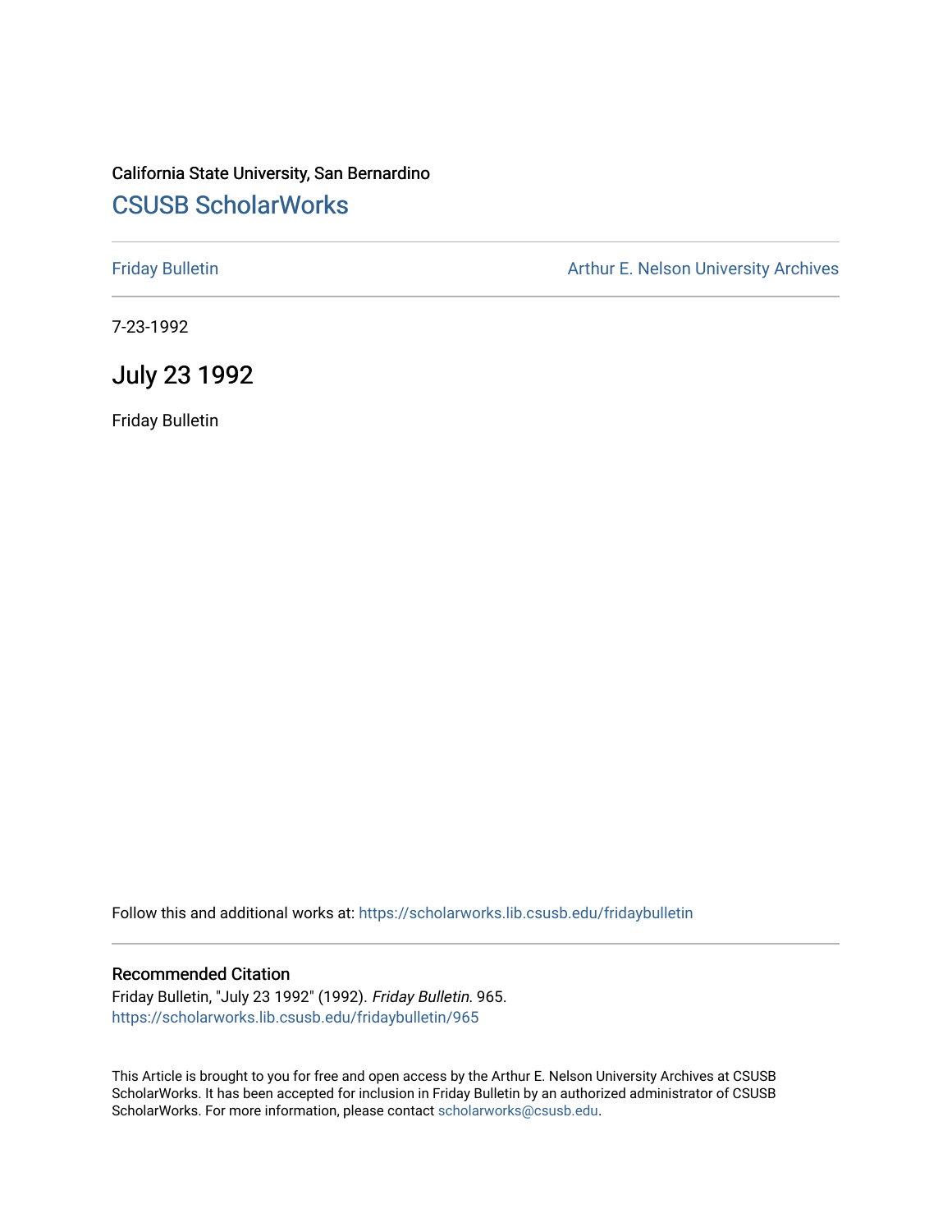California State University, San Bernardino

# CSUSB ScholarWorks

Friday Bulletin

Arthur E. Nelson University Archives

7-23-1992

## July 23 1992

Friday Bulletin

Follow this and additional works at: https://scholarworks.lib.csusb.edu/fridaybulletin

### Recommended Citation

Friday Bulletin, "July 23 1992" (1992). *Friday Bulletin*. 965.
https://scholarworks.lib.csusb.edu/fridaybulletin/965

This Article is brought to you for free and open access by the Arthur E. Nelson University Archives at CSUSB ScholarWorks. It has been accepted for inclusion in Friday Bulletin by an authorized administrator of CSUSB ScholarWorks. For more information, please contact scholarworks@csusb.edu.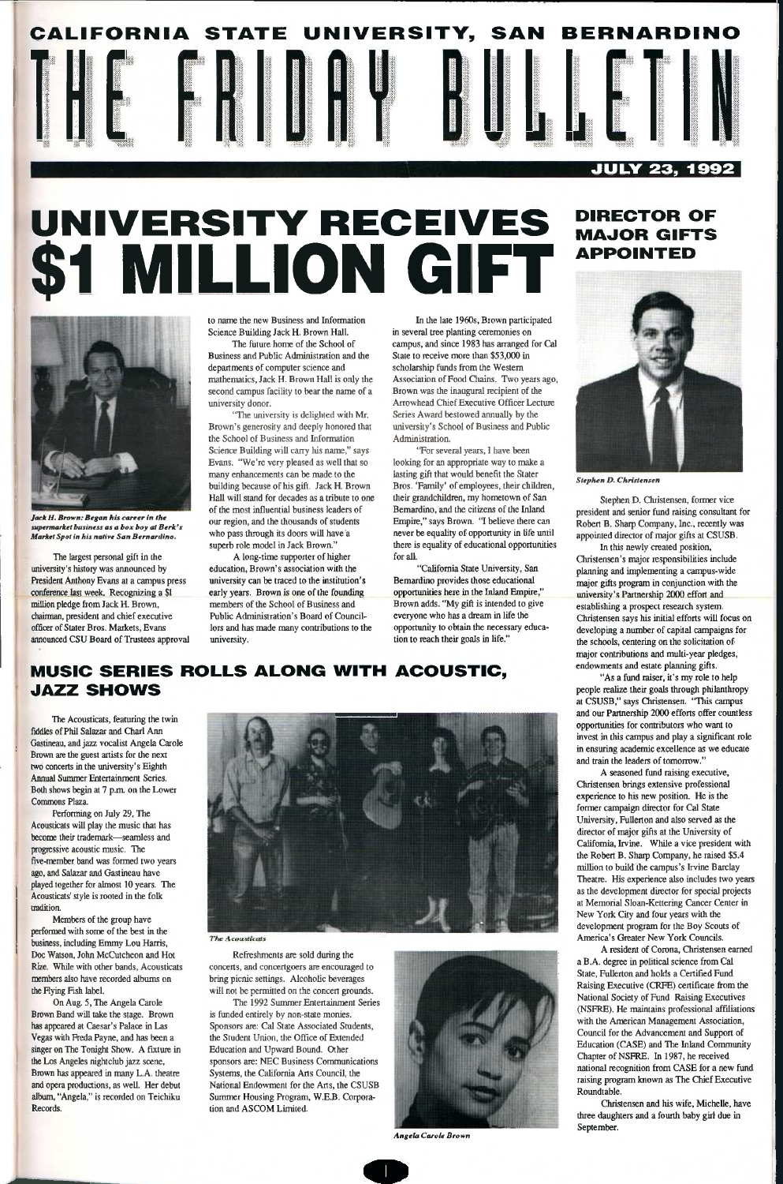# CALIFORNIA STATE UNIVERSITY, SAN BERNARDINO

# THE FRIDAY BULLETIN

**JULY 23, 1992**

# UNIVERSITY RECEIVES $1 MILLION GIFT

*Jack H. Brown: Began his career in the supermarket business as a box boy at Berk's Market Spot in his native San Bernardino.*

The largest personal gift in the university's history was announced by President Anthony Evans at a campus press conference last week. Recognizing a $1 million pledge from Jack H. Brown, chairman, president and chief executive officer of Stater Bros. Markets, Evans announced CSU Board of Trustees approval to name the new Business and Information Science Building Jack H. Brown Hall.

The future home of the School of Business and Public Administration and the departments of computer science and mathematics, Jack H. Brown Hall is only the second campus facility to bear the name of a university donor.

"The university is delighted with Mr. Brown's generosity and deeply honored that the School of Business and Information Science Building will carry his name," says Evans. "We're very pleased as well that so many enhancements can be made to the building because of his gift. Jack H. Brown Hall will stand for decades as a tribute to one of the most influential business leaders of our region, and the thousands of students who pass through its doors will have a superb role model in Jack Brown."

A long-time supporter of higher education, Brown's association with the university can be traced to the institution's early years. Brown is one of the founding members of the School of Business and Public Administration's Board of Councillors and has made many contributions to the university.

In the late 1960s, Brown participated in several tree planting ceremonies on campus, and since 1983 has arranged for Cal State to receive more than $53,000 in scholarship funds from the Western Association of Food Chains. Two years ago, Brown was the inaugural recipient of the Arrowhead Chief Executive Officer Lecture Series Award bestowed annually by the university's School of Business and Public Administration.

"For several years, I have been looking for an appropriate way to make a lasting gift that would benefit the Stater Bros. 'Family' of employees, their children, their grandchildren, my hometown of San Bernardino, and the citizens of the Inland Empire," says Brown. "I believe there can never be equality of opportunity in life until there is equality of educational opportunities for all.

"California State University, San Bernardino provides those educational opportunities here in the Inland Empire," Brown adds. "My gift is intended to give everyone who has a dream in life the opportunity to obtain the necessary education to reach their goals in life."

## DIRECTOR OF MAJOR GIFTS APPOINTED

*Stephen D. Christensen*

Stephen D. Christensen, former vice president and senior fund raising consultant for Robert B. Sharp Company, Inc., recently was appointed director of major gifts at CSUSB.

In this newly created position, Christensen's major responsibilities include planning and implementing a campus-wide major gifts program in conjunction with the university's Partnership 2000 effort and establishing a prospect research system. Christensen says his initial efforts will focus on developing a number of capital campaigns for the schools, centering on the solicitation of major contributions and multi-year pledges, endowments and estate planning gifts.

"As a fund raiser, it's my role to help people realize their goals through philanthropy at CSUSB," says Christensen. "This campus and our Partnership 2000 efforts offer countless opportunities for contributors who want to invest in this campus and play a significant role in ensuring academic excellence as we educate and train the leaders of tomorrow."

A seasoned fund raising executive, Christensen brings extensive professional experience to his new position. He is the former campaign director for Cal State University, Fullerton and also served as the director of major gifts at the University of California, Irvine. While a vice president with the Robert B. Sharp Company, he raised $5.4 million to build the campus's Irvine Barclay Theatre. His experience also includes two years as the development director for special projects at Memorial Sloan-Kettering Cancer Center in New York City and four years with the development program for the Boy Scouts of America's Greater New York Councils.

A resident of Corona, Christensen earned a B.A. degree in political science from Cal State, Fullerton and holds a Certified Fund Raising Executive (CRFE) certificate from the National Society of Fund Raising Executives (NSFRE). He maintains professional affiliations with the American Management Association, Council for the Advancement and Support of Education (CASE) and The Inland Community Chapter of NSFRE. In 1987, he received national recognition from CASE for a new fund raising program known as The Chief Executive Roundtable.

Christensen and his wife, Michelle, have three daughters and a fourth baby girl due in September.

## MUSIC SERIES ROLLS ALONG WITH ACOUSTIC, JAZZ SHOWS

The Acousticats, featuring the twin fiddles of Phil Salazar and Charl Ann Gastineau, and jazz vocalist Angela Carole Brown are the guest artists for the next two concerts in the university's Eighth Annual Summer Entertainment Series. Both shows begin at 7 p.m. on the Lower Commons Plaza.

Performing on July 29, The Acousticats will play the music that has become their trademark—seamless and progressive acoustic music. The five-member band was formed two years ago, and Salazar and Gastineau have played together for almost 10 years. The Acousticats' style is rooted in the folk tradition.

Members of the group have performed with some of the best in the business, including Emmy Lou Harris, Doc Watson, John McCutcheon and Hot Rize. While with other bands, Acousticats members also have recorded albums on the Flying Fish label.

On Aug. 5, The Angela Carole Brown Band will take the stage. Brown has appeared at Caesar's Palace in Las Vegas with Freda Payne, and has been a singer on The Tonight Show. A fixture in the Los Angeles nightclub jazz scene, Brown has appeared in many L.A. theatre and opera productions, as well. Her debut album, "Angela," is recorded on Teichiku Records.

*The Acousticats*

Refreshments are sold during the concerts, and concertgoers are encouraged to bring picnic settings. Alcoholic beverages will not be permitted on the concert grounds.

The 1992 Summer Entertainment Series is funded entirely by non-state monies. Sponsors are: Cal State Associated Students, the Student Union, the Office of Extended Education and Upward Bound. Other sponsors are: NEC Business Communications Systems, the California Arts Council, the National Endowment for the Arts, the CSUSB Summer Housing Program, W.E.B. Corporation and ASCOM Limited.

*Angela Carole Brown*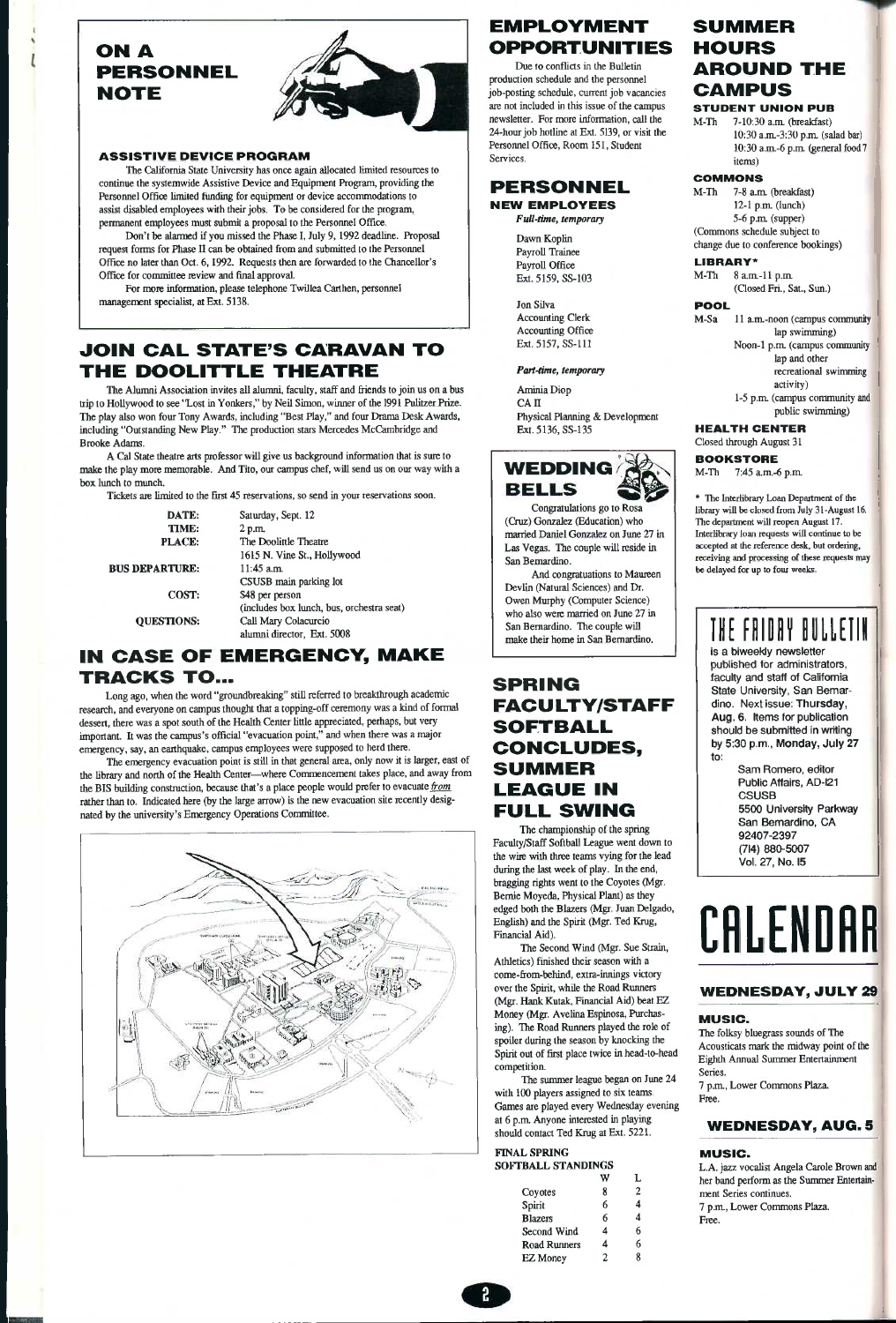# ON A PERSONNEL NOTE

### ASSISTIVE DEVICE PROGRAM

The California State University has once again allocated limited resources to continue the systemwide Assistive Device and Equipment Program, providing the Personnel Office limited funding for equipment or device accommodations to assist disabled employees with their jobs. To be considered for the program, permanent employees must submit a proposal to the Personnel Office.

Don't be alarmed if you missed the Phase I, July 9, 1992 deadline. Proposal request forms for Phase II can be obtained from and submitted to the Personnel Office no later than Oct. 6, 1992. Requests then are forwarded to the Chancellor's Office for committee review and final approval.

For more information, please telephone Twillea Carthen, personnel management specialist, at Ext. 5138.

## JOIN CAL STATE'S CARAVAN TO THE DOOLITTLE THEATRE

The Alumni Association invites all alumni, faculty, staff and friends to join us on a bus trip to Hollywood to see "Lost in Yonkers," by Neil Simon, winner of the 1991 Pulitzer Prize. The play also won four Tony Awards, including "Best Play," and four Drama Desk Awards, including "Outstanding New Play." The production stars Mercedes McCambridge and Brooke Adams.

A Cal State theatre arts professor will give us background information that is sure to make the play more memorable. And Tito, our campus chef, will send us on our way with a box lunch to munch.

Tickets are limited to the first 45 reservations, so send in your reservations soon.

| | |
|---|---|
| **DATE:** | Saturday, Sept. 12 |
| **TIME:** | 2 p.m. |
| **PLACE:** | The Doolittle Theatre<br>1615 N. Vine St., Hollywood |
| **BUS DEPARTURE:** | 11:45 a.m.<br>CSUSB main parking lot |
| **COST:** | $48 per person<br>(includes box lunch, bus, orchestra seat) |
| **QUESTIONS:** | Call Mary Colacurcio<br>alumni director, Ext. 5008 |

## IN CASE OF EMERGENCY, MAKE TRACKS TO...

Long ago, when the word "groundbreaking" still referred to breakthrough academic research, and everyone on campus thought that a topping-off ceremony was a kind of formal dessert, there was a spot south of the Health Center little appreciated, perhaps, but very important. It was the campus's official "evacuation point," and when there was a major emergency, say, an earthquake, campus employees were supposed to herd there.

The emergency evacuation point is still in that general area, only now it is larger, east of the library and north of the Health Center—where Commencement takes place, and away from the BIS building construction, because that's a place people would prefer to evacuate *from* rather than to. Indicated here (by the large arrow) is the new evacuation site recently designated by the university's Emergency Operations Committee.

## EMPLOYMENT OPPORTUNITIES

Due to conflicts in the Bulletin production schedule and the personnel job-posting schedule, current job vacancies are not included in this issue of the campus newsletter. For more information, call the 24-hour job hotline at Ext. 5139, or visit the Personnel Office, Room 151, Student Services.

## PERSONNEL

### NEW EMPLOYEES

*Full-time, temporary*

Dawn Koplin
Payroll Trainee
Payroll Office
Ext. 5159, SS-103

Jon Silva
Accounting Clerk
Accounting Office
Ext. 5157, SS-111

*Part-time, temporary*

Aminia Diop
CA II
Physical Planning & Development
Ext. 5136, SS-135

## WEDDING BELLS

Congratulations go to Rosa (Cruz) Gonzalez (Education) who married Daniel Gonzalez on June 27 in Las Vegas. The couple will reside in San Bernardino.

And congratuations to Maureen Devlin (Natural Sciences) and Dr. Owen Murphy (Computer Science) who also were married on June 27 in San Bernardino. The couple will make their home in San Bernardino.

## SPRING FACULTY/STAFF SOFTBALL CONCLUDES, SUMMER LEAGUE IN FULL SWING

The championship of the spring Faculty/Staff Softball League went down to the wire with three teams vying for the lead during the last week of play. In the end, bragging rights went to the Coyotes (Mgr. Bernie Moyeda, Physical Plant) as they edged both the Blazers (Mgr. Juan Delgado, English) and the Spirit (Mgr. Ted Krug, Financial Aid).

The Second Wind (Mgr. Sue Strain, Athletics) finished their season with a come-from-behind, extra-innings victory over the Spirit, while the Road Runners (Mgr. Hank Kutak, Financial Aid) beat EZ Money (Mgr. Avelina Espinosa, Purchasing). The Road Runners played the role of spoiler during the season by knocking the Spirit out of first place twice in head-to-head competition.

The summer league began on June 24 with 100 players assigned to six teams. Games are played every Wednesday evening at 6 p.m. Anyone interested in playing should contact Ted Krug at Ext. 5221.

**FINAL SPRING SOFTBALL STANDINGS**

| | W | L |
|---|---|---|
| Coyotes | 8 | 2 |
| Spirit | 6 | 4 |
| Blazers | 6 | 4 |
| Second Wind | 4 | 6 |
| Road Runners | 4 | 6 |
| EZ Money | 2 | 8 |

## SUMMER HOURS AROUND THE CAMPUS

### STUDENT UNION PUB

M-Th 7-10:30 a.m. (breakfast)
10:30 a.m.-3:30 p.m. (salad bar)
10:30 a.m.-6 p.m. (general food items)

### COMMONS

M-Th 7-8 a.m. (breakfast)
12-1 p.m. (lunch)
5-6 p.m. (supper)
(Commons schedule subject to change due to conference bookings)

### LIBRARY*

M-Th 8 a.m.-11 p.m.
(Closed Fri., Sat., Sun.)

### POOL

M-Sa 11 a.m.-noon (campus community lap swimming)
Noon-1 p.m. (campus community lap and other recreational swimming activity)
1-5 p.m. (campus community and public swimming)

### HEALTH CENTER

Closed through August 31

### BOOKSTORE

M-Th 7:45 a.m.-6 p.m.

* The Interlibrary Loan Department of the library will be closed from July 31-August 16. The department will reopen August 17. Interlibrary loan requests will continue to be accepted at the reference desk, but ordering, receiving and processing of these requests may be delayed for up to four weeks.

**THE FRIDAY BULLETIN** is a biweekly newsletter published for administrators, faculty and staff of California State University, San Bernardino. Next issue: **Thursday, Aug. 6.** Items for publication should be submitted in writing **by 5:30 p.m., Monday, July 27** to:

Sam Romero, editor
Public Affairs, AD-121
CSUSB
5500 University Parkway
San Bernardino, CA
92407-2397
(714) 880-5007
Vol. 27, No. 15

# CALENDAR

## WEDNESDAY, JULY 29

### MUSIC.

The folksy bluegrass sounds of The Acousticats mark the midway point of the Eighth Annual Summer Entertainment Series.
7 p.m., Lower Commons Plaza.
Free.

## WEDNESDAY, AUG. 5

### MUSIC.

L.A. jazz vocalist Angela Carole Brown and her band perform as the Summer Entertainment Series continues.
7 p.m., Lower Commons Plaza.
Free.